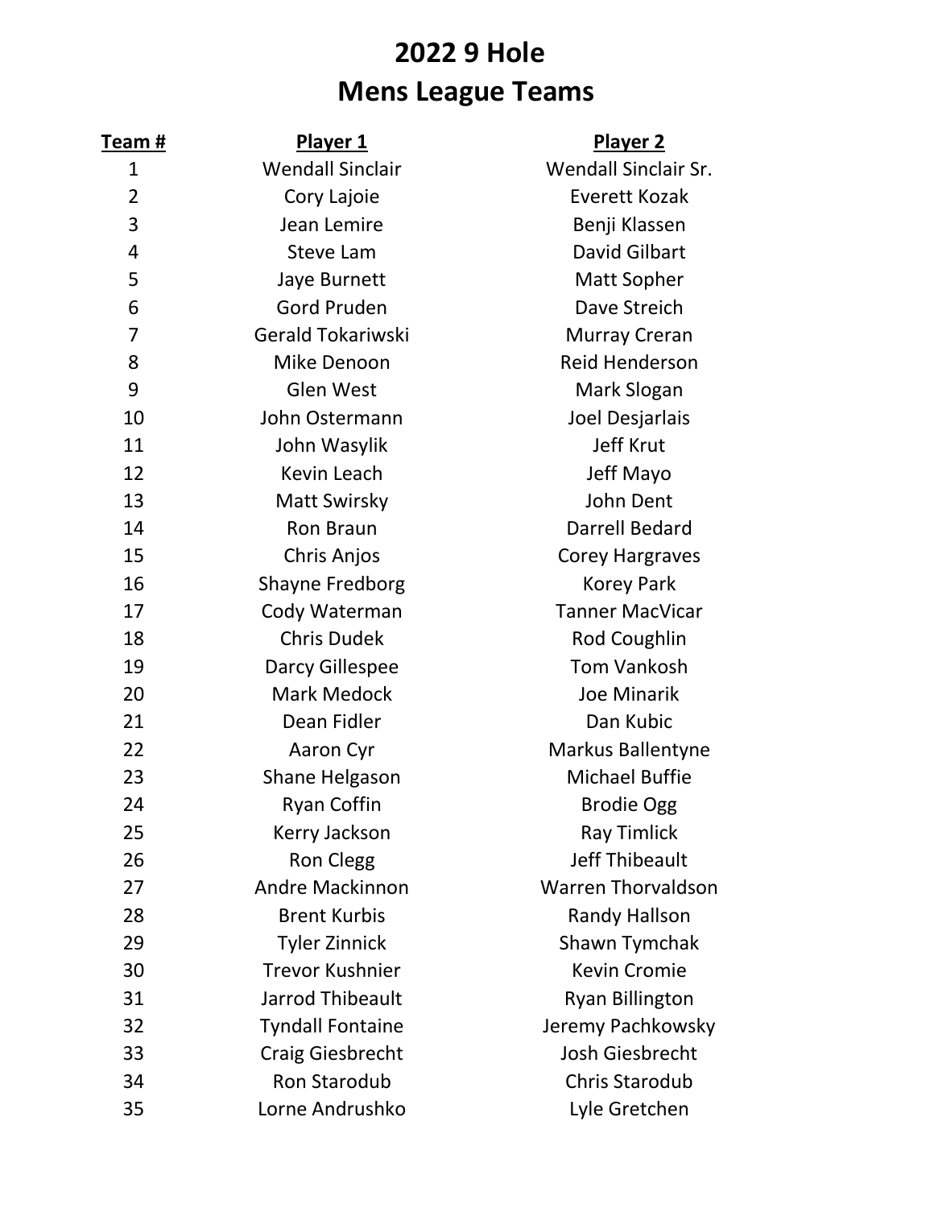# 2022 9 Hole
# Mens League Teams

| Team # | Player 1 | Player 2 |
|---|---|---|
| 1 | Wendall Sinclair | Wendall Sinclair Sr. |
| 2 | Cory Lajoie | Everett Kozak |
| 3 | Jean Lemire | Benji Klassen |
| 4 | Steve Lam | David Gilbart |
| 5 | Jaye Burnett | Matt Sopher |
| 6 | Gord Pruden | Dave Streich |
| 7 | Gerald Tokariwski | Murray Creran |
| 8 | Mike Denoon | Reid Henderson |
| 9 | Glen West | Mark Slogan |
| 10 | John Ostermann | Joel Desjarlais |
| 11 | John Wasylik | Jeff Krut |
| 12 | Kevin Leach | Jeff Mayo |
| 13 | Matt Swirsky | John Dent |
| 14 | Ron Braun | Darrell Bedard |
| 15 | Chris Anjos | Corey Hargraves |
| 16 | Shayne Fredborg | Korey Park |
| 17 | Cody Waterman | Tanner MacVicar |
| 18 | Chris Dudek | Rod Coughlin |
| 19 | Darcy Gillespee | Tom Vankosh |
| 20 | Mark Medock | Joe Minarik |
| 21 | Dean Fidler | Dan Kubic |
| 22 | Aaron Cyr | Markus Ballentyne |
| 23 | Shane Helgason | Michael Buffie |
| 24 | Ryan Coffin | Brodie Ogg |
| 25 | Kerry Jackson | Ray Timlick |
| 26 | Ron Clegg | Jeff Thibeault |
| 27 | Andre Mackinnon | Warren Thorvaldson |
| 28 | Brent Kurbis | Randy Hallson |
| 29 | Tyler Zinnick | Shawn Tymchak |
| 30 | Trevor Kushnier | Kevin Cromie |
| 31 | Jarrod Thibeault | Ryan Billington |
| 32 | Tyndall Fontaine | Jeremy Pachkowsky |
| 33 | Craig Giesbrecht | Josh Giesbrecht |
| 34 | Ron Starodub | Chris Starodub |
| 35 | Lorne Andrushko | Lyle Gretchen |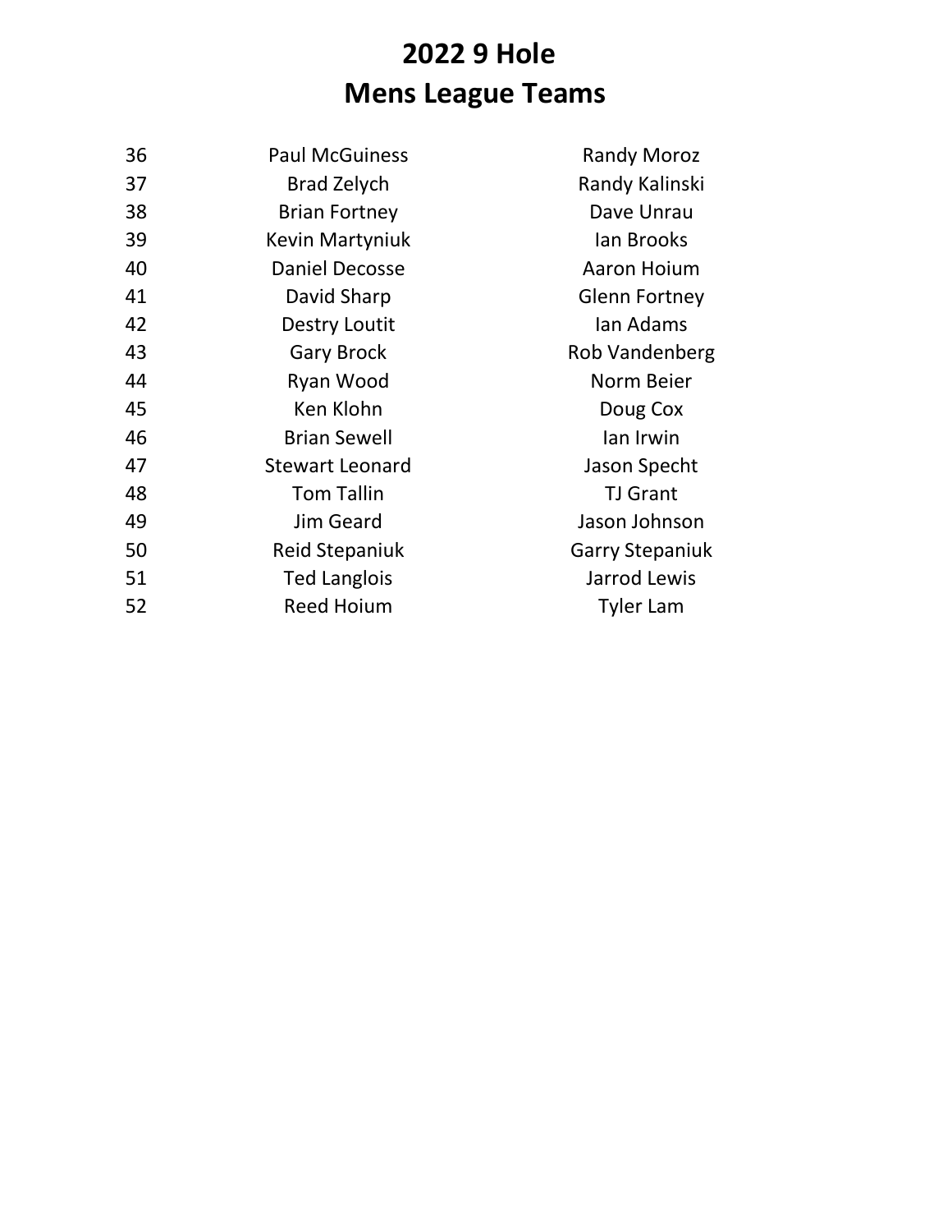# 2022 9 Hole
# Mens League Teams

| | | |
|---|---|---|
| 36 | Paul McGuiness | Randy Moroz |
| 37 | Brad Zelych | Randy Kalinski |
| 38 | Brian Fortney | Dave Unrau |
| 39 | Kevin Martyniuk | Ian Brooks |
| 40 | Daniel Decosse | Aaron Hoium |
| 41 | David Sharp | Glenn Fortney |
| 42 | Destry Loutit | Ian Adams |
| 43 | Gary Brock | Rob Vandenberg |
| 44 | Ryan Wood | Norm Beier |
| 45 | Ken Klohn | Doug Cox |
| 46 | Brian Sewell | Ian Irwin |
| 47 | Stewart Leonard | Jason Specht |
| 48 | Tom Tallin | TJ Grant |
| 49 | Jim Geard | Jason Johnson |
| 50 | Reid Stepaniuk | Garry Stepaniuk |
| 51 | Ted Langlois | Jarrod Lewis |
| 52 | Reed Hoium | Tyler Lam |